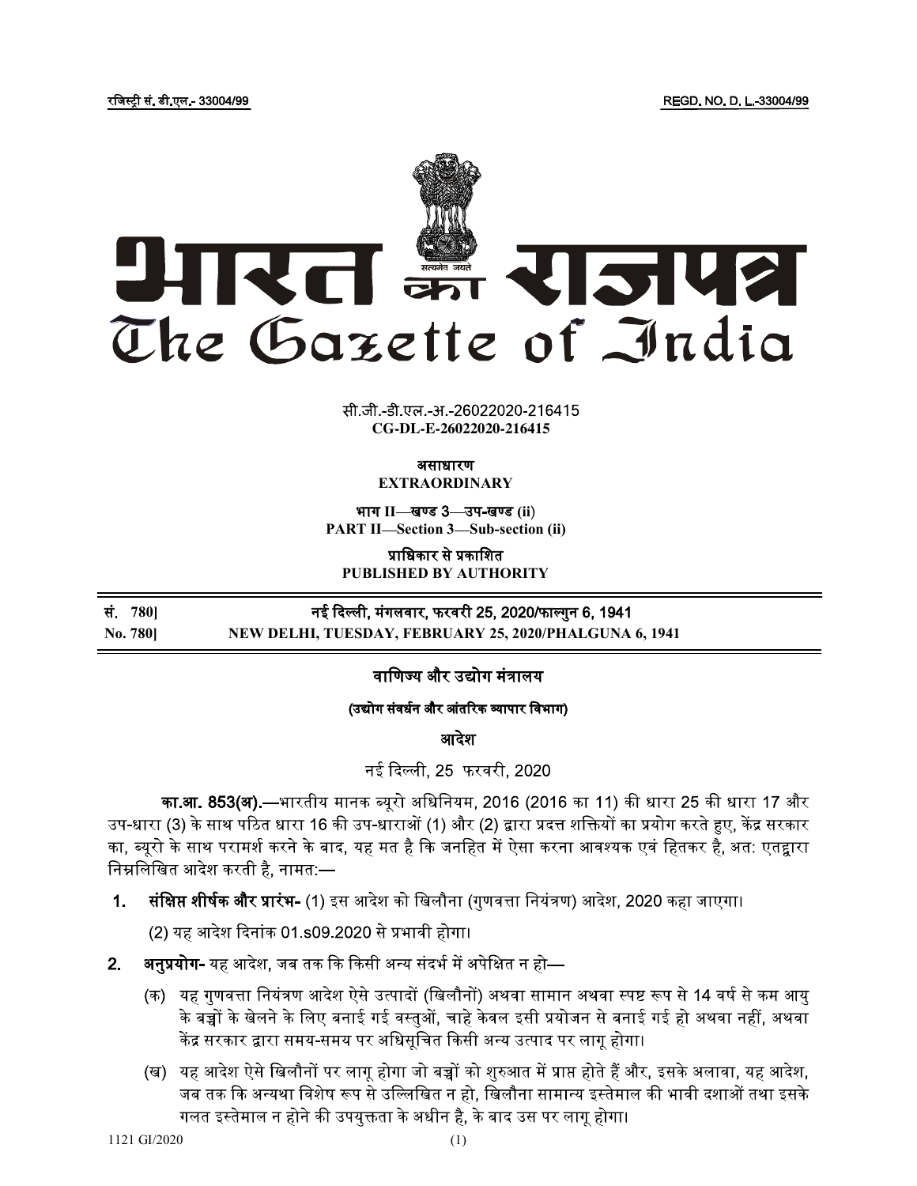रजिस्ट्री सं. डी.एल.- 33004/99 REGD. NO. D. L.-33004/99

# भारत का राजपत्र
# The Gazette of India

सी.जी.-डी.एल.-अ.-26022020-216415
**CG-DL-E-26022020-216415**

**असाधारण**
**EXTRAORDINARY**

**भाग II—खण्ड 3—उप-खण्ड (ii)**
**PART II—Section 3—Sub-section (ii)**

**प्राधिकार से प्रकाशित**
**PUBLISHED BY AUTHORITY**

| | |
|---|---|
| सं. 780] | नई दिल्ली, मंगलवार, फरवरी 25, 2020/फाल्गुन 6, 1941 |
| No. 780] | NEW DELHI, TUESDAY, FEBRUARY 25, 2020/PHALGUNA 6, 1941 |

## वाणिज्य और उद्योग मंत्रालय

### (उद्योग संवर्धन और आंतरिक व्यापार विभाग)

### आदेश

नई दिल्ली, 25 फरवरी, 2020

**का.आ. 853(अ).**—भारतीय मानक ब्यूरो अधिनियम, 2016 (2016 का 11) की धारा 25 की धारा 17 और उप-धारा (3) के साथ पठित धारा 16 की उप-धाराओं (1) और (2) द्वारा प्रदत्त शक्तियों का प्रयोग करते हुए, केंद्र सरकार का, ब्यूरो के साथ परामर्श करने के बाद, यह मत है कि जनहित में ऐसा करना आवश्यक एवं हितकर है, अत: एतद्वारा निम्नलिखित आदेश करती है, नामत:—

1. **संक्षिप्त शीर्षक और प्रारंभ-** (1) इस आदेश को खिलौना (गुणवत्ता नियंत्रण) आदेश, 2020 कहा जाएगा।

   (2) यह आदेश दिनांक 01.s09.2020 से प्रभावी होगा।

2. **अनुप्रयोग-** यह आदेश, जब तक कि किसी अन्य संदर्भ में अपेक्षित न हो—

   (क) यह गुणवत्ता नियंत्रण आदेश ऐसे उत्पादों (खिलौनों) अथवा सामान अथवा स्पष्ट रूप से 14 वर्ष से कम आयु के बच्चों के खेलने के लिए बनाई गई वस्तुओं, चाहे केवल इसी प्रयोजन से बनाई गई हो अथवा नहीं, अथवा केंद्र सरकार द्वारा समय-समय पर अधिसूचित किसी अन्य उत्पाद पर लागू होगा।

   (ख) यह आदेश ऐसे खिलौनों पर लागू होगा जो बच्चों को शुरुआत में प्राप्त होते हैं और, इसके अलावा, यह आदेश, जब तक कि अन्यथा विशेष रूप से उल्लिखित न हो, खिलौना सामान्य इस्तेमाल की भावी दशाओं तथा इसके गलत इस्तेमाल न होने की उपयुक्तता के अधीन है, के बाद उस पर लागू होगा।

1121 GI/2020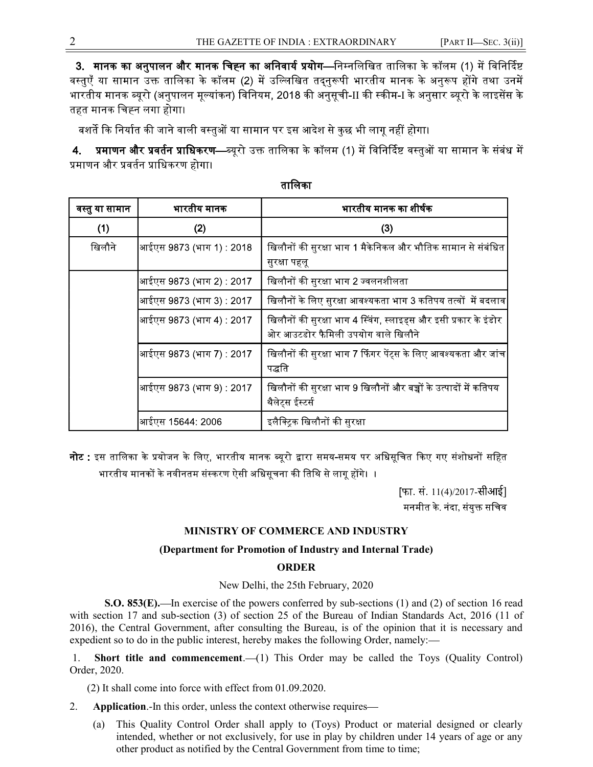**3. मानक का अनुपालन और मानक चिह्न का अनिवार्य प्रयोग**—निम्नलिखित तालिका के कॉलम (1) में विनिर्दिष्ट वस्तुएँ या सामान उक्त तालिका के कॉलम (2) में उल्लिखित तद्नुरूपी भारतीय मानक के अनुरूप होंगे तथा उनमें भारतीय मानक ब्यूरो (अनुपालन मूल्यांकन) विनियम, 2018 की अनुसूची-II की स्कीम-I के अनुसार ब्यूरो के लाइसेंस के तहत मानक चिह्न लगा होगा।

बशर्ते कि निर्यात की जाने वाली वस्तुओं या सामान पर इस आदेश से कुछ भी लागू नहीं होगा।

**4. प्रमाणन और प्रवर्तन प्राधिकरण**—ब्यूरो उक्त तालिका के कॉलम (1) में विनिर्दिष्ट वस्तुओं या सामान के संबंध में प्रमाणन और प्रवर्तन प्राधिकरण होगा।

**तालिका**

| वस्तु या सामान | भारतीय मानक | भारतीय मानक का शीर्षक |
|---|---|---|
| (1) | (2) | (3) |
| खिलौने | आईएस 9873 (भाग 1) : 2018 | खिलौनों की सुरक्षा भाग 1 मैकेनिकल और भौतिक सामान से संबंधित सुरक्षा पहलू |
| | आईएस 9873 (भाग 2) : 2017 | खिलौनों की सुरक्षा भाग 2 ज्वलनशीलता |
| | आईएस 9873 (भाग 3) : 2017 | खिलौनों के लिए सुरक्षा आवश्यकता भाग 3 कतिपय तत्वों में बदलाव |
| | आईएस 9873 (भाग 4) : 2017 | खिलौनों की सुरक्षा भाग 4 स्विंग, स्लाइड्स और इसी प्रकार के इंडोर ओर आउटडोर फैमिली उपयोग वाले खिलौने |
| | आईएस 9873 (भाग 7) : 2017 | खिलौनों की सुरक्षा भाग 7 फिंगर पेंट्स के लिए आवश्यकता और जांच पद्धति |
| | आईएस 9873 (भाग 9) : 2017 | खिलौनों की सुरक्षा भाग 9 खिलौनों और बच्चों के उत्पादों में कतिपय थैलेट्स ईस्टर्स |
| | आईएस 15644: 2006 | इलैक्ट्रिक खिलौनों की सुरक्षा |

**नोट :** इस तालिका के प्रयोजन के लिए, भारतीय मानक ब्यूरो द्वारा समय-समय पर अधिसूचित किए गए संशोधनों सहित भारतीय मानकों के नवीनतम संस्करण ऐसी अधिसूचना की तिथि से लागू होंगे। ।

[फा. सं. 11(4)/2017-सीआई]

मनमीत के. नंदा, संयुक्त सचिव

## MINISTRY OF COMMERCE AND INDUSTRY

### (Department for Promotion of Industry and Internal Trade)

### ORDER

New Delhi, the 25th February, 2020

**S.O. 853(E).**—In exercise of the powers conferred by sub-sections (1) and (2) of section 16 read with section 17 and sub-section (3) of section 25 of the Bureau of Indian Standards Act, 2016 (11 of 2016), the Central Government, after consulting the Bureau, is of the opinion that it is necessary and expedient so to do in the public interest, hereby makes the following Order, namely:—

1. **Short title and commencement**.—(1) This Order may be called the Toys (Quality Control) Order, 2020.

   (2) It shall come into force with effect from 01.09.2020.

2. **Application**.-In this order, unless the context otherwise requires—

   (a) This Quality Control Order shall apply to (Toys) Product or material designed or clearly intended, whether or not exclusively, for use in play by children under 14 years of age or any other product as notified by the Central Government from time to time;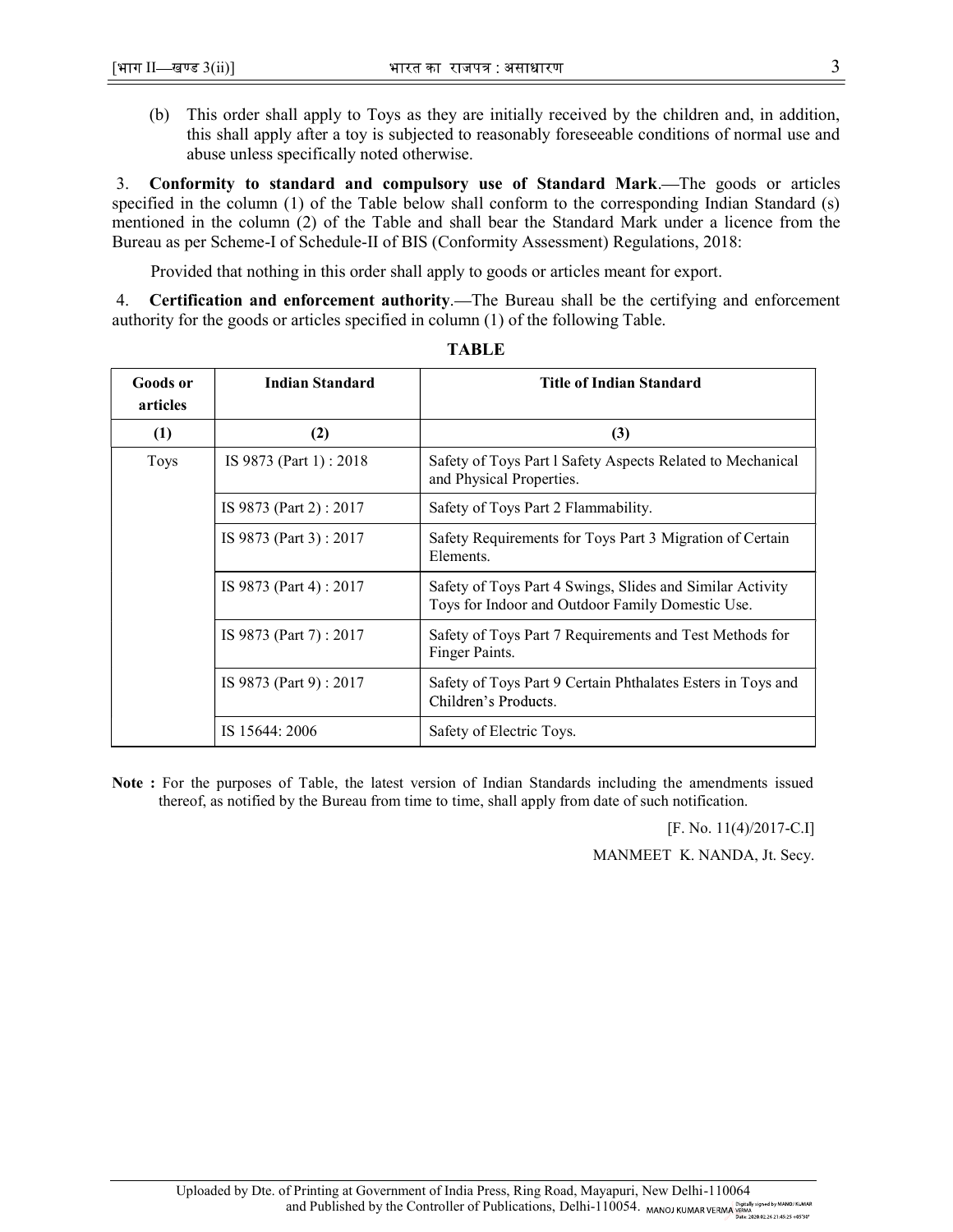(b) This order shall apply to Toys as they are initially received by the children and, in addition, this shall apply after a toy is subjected to reasonably foreseeable conditions of normal use and abuse unless specifically noted otherwise.

3. **Conformity to standard and compulsory use of Standard Mark**.—The goods or articles specified in the column (1) of the Table below shall conform to the corresponding Indian Standard (s) mentioned in the column (2) of the Table and shall bear the Standard Mark under a licence from the Bureau as per Scheme-I of Schedule-II of BIS (Conformity Assessment) Regulations, 2018:

Provided that nothing in this order shall apply to goods or articles meant for export.

4. **Certification and enforcement authority**.—The Bureau shall be the certifying and enforcement authority for the goods or articles specified in column (1) of the following Table.

**TABLE**

| Goods or articles | Indian Standard | Title of Indian Standard |
|---|---|---|
| (1) | (2) | (3) |
| Toys | IS 9873 (Part 1) : 2018 | Safety of Toys Part l Safety Aspects Related to Mechanical and Physical Properties. |
| | IS 9873 (Part 2) : 2017 | Safety of Toys Part 2 Flammability. |
| | IS 9873 (Part 3) : 2017 | Safety Requirements for Toys Part 3 Migration of Certain Elements. |
| | IS 9873 (Part 4) : 2017 | Safety of Toys Part 4 Swings, Slides and Similar Activity Toys for Indoor and Outdoor Family Domestic Use. |
| | IS 9873 (Part 7) : 2017 | Safety of Toys Part 7 Requirements and Test Methods for Finger Paints. |
| | IS 9873 (Part 9) : 2017 | Safety of Toys Part 9 Certain Phthalates Esters in Toys and Children's Products. |
| | IS 15644: 2006 | Safety of Electric Toys. |

**Note :** For the purposes of Table, the latest version of Indian Standards including the amendments issued thereof, as notified by the Bureau from time to time, shall apply from date of such notification.

[F. No. 11(4)/2017-C.I]

MANMEET K. NANDA, Jt. Secy.

Uploaded by Dte. of Printing at Government of India Press, Ring Road, Mayapuri, New Delhi-110064 and Published by the Controller of Publications, Delhi-110054.